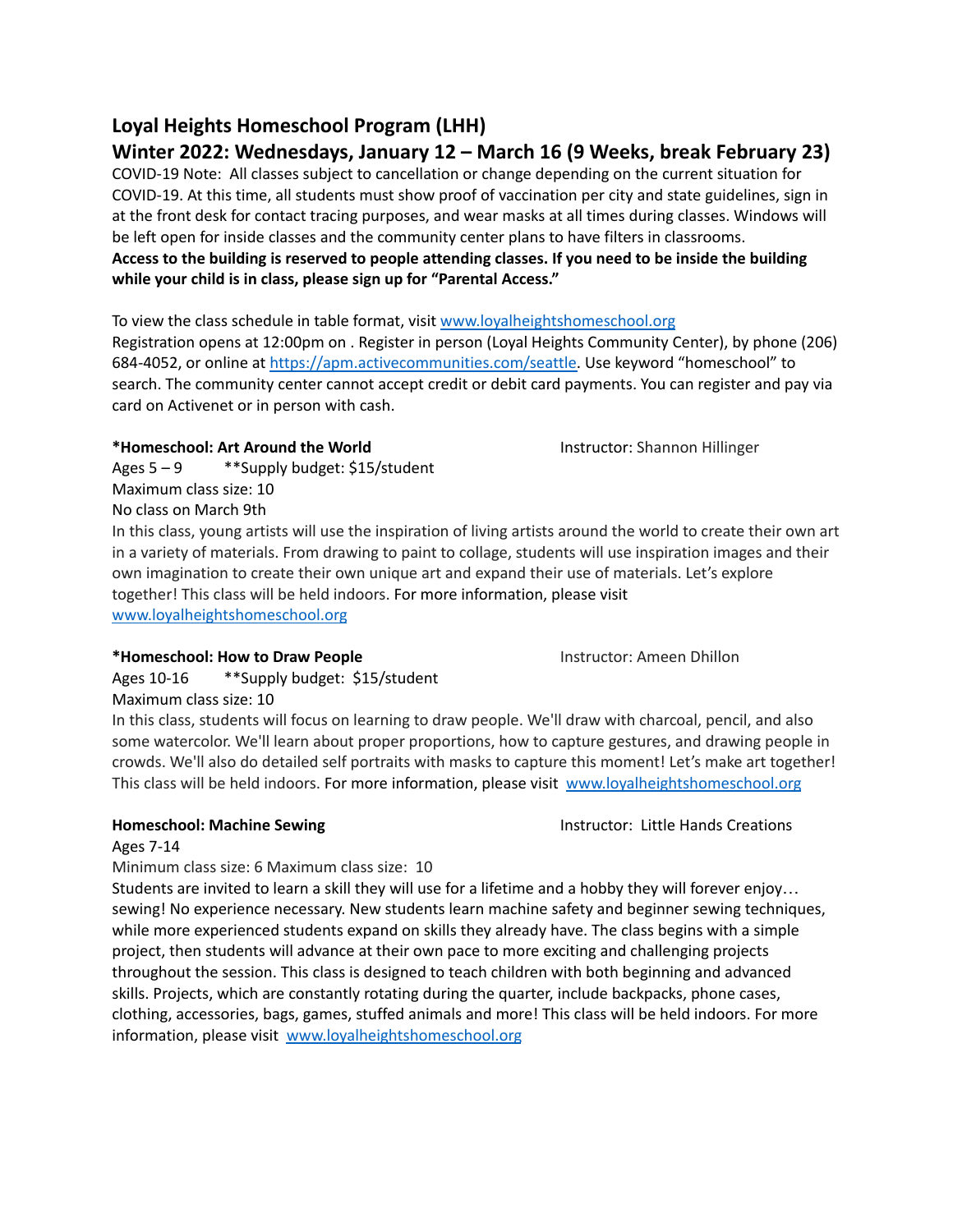# Loyal Heights Homeschool Program (LHH)

## Winter 2022: Wednesdays, January 12 – March 16 (9 Weeks, break February 23)

COVID-19 Note: All classes subject to cancellation or change depending on the current situation for COVID-19. At this time, all students must show proof of vaccination per city and state guidelines, sign in at the front desk for contact tracing purposes, and wear masks at all times during classes. Windows will be left open for inside classes and the community center plans to have filters in classrooms.

**Access to the building is reserved to people attending classes. If you need to be inside the building while your child is in class, please sign up for "Parental Access."**

To view the class schedule in table format, visit [www.loyalheightshomeschool.org](www.loyalheightshomeschool.org)

Registration opens at 12:00pm on . Register in person (Loyal Heights Community Center), by phone (206) 684-4052, or online at [https://apm.activecommunities.com/seattle](https://apm.activecommunities.com/seattle). Use keyword "homeschool" to search. The community center cannot accept credit or debit card payments. You can register and pay via card on Activenet or in person with cash.

**\*Homeschool: Art Around the World** Instructor: Shannon Hillinger

Ages 5 – 9 **Supply budget: $15/student

Maximum class size: 10

No class on March 9th

In this class, young artists will use the inspiration of living artists around the world to create their own art in a variety of materials. From drawing to paint to collage, students will use inspiration images and their own imagination to create their own unique art and expand their use of materials. Let's explore together! This class will be held indoors. For more information, please visit [www.loyalheightshomeschool.org](www.loyalheightshomeschool.org)

**\*Homeschool: How to Draw People** Instructor: Ameen Dhillon

Ages 10-16 **Supply budget: $15/student

Maximum class size: 10

In this class, students will focus on learning to draw people. We'll draw with charcoal, pencil, and also some watercolor. We'll learn about proper proportions, how to capture gestures, and drawing people in crowds. We'll also do detailed self portraits with masks to capture this moment! Let's make art together! This class will be held indoors. For more information, please visit [www.loyalheightshomeschool.org](www.loyalheightshomeschool.org)

**Homeschool: Machine Sewing** Instructor: Little Hands Creations

Ages 7-14

Minimum class size: 6 Maximum class size: 10

Students are invited to learn a skill they will use for a lifetime and a hobby they will forever enjoy… sewing! No experience necessary. New students learn machine safety and beginner sewing techniques, while more experienced students expand on skills they already have. The class begins with a simple project, then students will advance at their own pace to more exciting and challenging projects throughout the session. This class is designed to teach children with both beginning and advanced skills. Projects, which are constantly rotating during the quarter, include backpacks, phone cases, clothing, accessories, bags, games, stuffed animals and more! This class will be held indoors. For more information, please visit [www.loyalheightshomeschool.org](www.loyalheightshomeschool.org)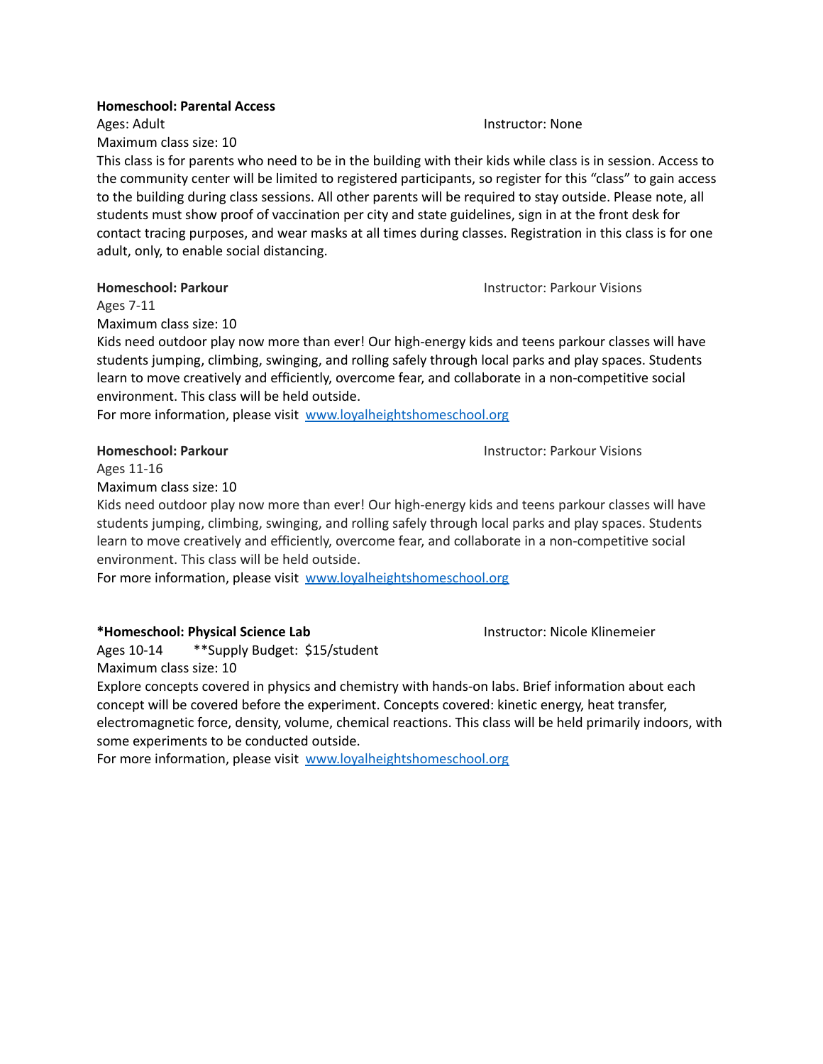**Homeschool: Parental Access**

Ages: Adult

Instructor: None

Maximum class size: 10

This class is for parents who need to be in the building with their kids while class is in session. Access to the community center will be limited to registered participants, so register for this "class" to gain access to the building during class sessions. All other parents will be required to stay outside. Please note, all students must show proof of vaccination per city and state guidelines, sign in at the front desk for contact tracing purposes, and wear masks at all times during classes. Registration in this class is for one adult, only, to enable social distancing.

**Homeschool: Parkour**

Instructor: Parkour Visions

Ages 7-11

Maximum class size: 10

Kids need outdoor play now more than ever! Our high-energy kids and teens parkour classes will have students jumping, climbing, swinging, and rolling safely through local parks and play spaces. Students learn to move creatively and efficiently, overcome fear, and collaborate in a non-competitive social environment. This class will be held outside.

For more information, please visit [www.loyalheightshomeschool.org](http://www.loyalheightshomeschool.org)

**Homeschool: Parkour**

Instructor: Parkour Visions

Ages 11-16

Maximum class size: 10

Kids need outdoor play now more than ever! Our high-energy kids and teens parkour classes will have students jumping, climbing, swinging, and rolling safely through local parks and play spaces. Students learn to move creatively and efficiently, overcome fear, and collaborate in a non-competitive social environment. This class will be held outside.

For more information, please visit [www.loyalheightshomeschool.org](http://www.loyalheightshomeschool.org)

***Homeschool: Physical Science Lab**

Instructor: Nicole Klinemeier

Ages 10-14 **Supply Budget: $15/student

Maximum class size: 10

Explore concepts covered in physics and chemistry with hands-on labs. Brief information about each concept will be covered before the experiment. Concepts covered: kinetic energy, heat transfer, electromagnetic force, density, volume, chemical reactions. This class will be held primarily indoors, with some experiments to be conducted outside.

For more information, please visit [www.loyalheightshomeschool.org](http://www.loyalheightshomeschool.org)